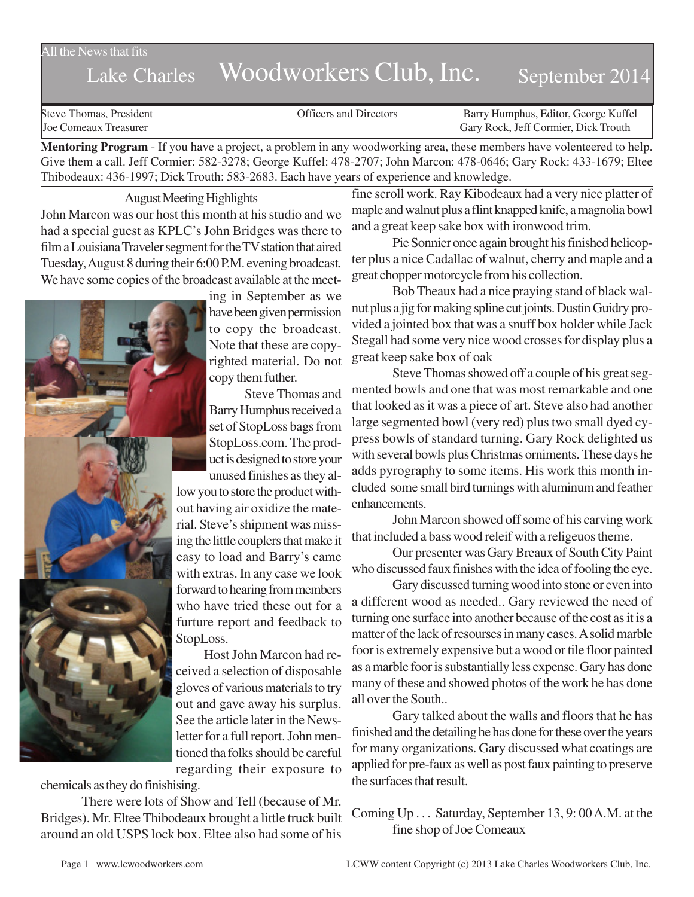All the News that fits

# Lake Charles Woodworkers Club, Inc. September 2014

Steve Thomas, President
Joe Comeaux Treasurer

Officers and Directors

Barry Humphus, Editor, George Kuffel
Gary Rock, Jeff Cormier, Dick Trouth

**Mentoring Program** - If you have a project, a problem in any woodworking area, these members have volenteered to help. Give them a call. Jeff Cormier: 582-3278; George Kuffel: 478-2707; John Marcon: 478-0646; Gary Rock: 433-1679; Eltee Thibodeaux: 436-1997; Dick Trouth: 583-2683. Each have years of experience and knowledge.

## August Meeting Highlights

John Marcon was our host this month at his studio and we had a special guest as KPLC's John Bridges was there to film a Louisiana Traveler segment for the TV station that aired Tuesday, August 8 during their 6:00 P.M. evening broadcast. We have some copies of the broadcast available at the meeting in September as we have been given permission to copy the broadcast. Note that these are copyrighted material. Do not copy them futher.

Steve Thomas and Barry Humphus received a set of StopLoss bags from StopLoss.com. The product is designed to store your unused finishes as they allow you to store the product without having air oxidize the material. Steve's shipment was missing the little couplers that make it easy to load and Barry's came with extras. In any case we look forward to hearing from members who have tried these out for a furture report and feedback to StopLoss.

Host John Marcon had received a selection of disposable gloves of various materials to try out and gave away his surplus. See the article later in the Newsletter for a full report. John mentioned tha folks should be careful regarding their exposure to chemicals as they do finishising.

There were lots of Show and Tell (because of Mr. Bridges). Mr. Eltee Thibodeaux brought a little truck built around an old USPS lock box. Eltee also had some of his fine scroll work. Ray Kibodeaux had a very nice platter of maple and walnut plus a flint knapped knife, a magnolia bowl and a great keep sake box with ironwood trim.

Pie Sonnier once again brought his finished helicopter plus a nice Cadallac of walnut, cherry and maple and a great chopper motorcycle from his collection.

Bob Theaux had a nice praying stand of black walnut plus a jig for making spline cut joints. Dustin Guidry provided a jointed box that was a snuff box holder while Jack Stegall had some very nice wood crosses for display plus a great keep sake box of oak

Steve Thomas showed off a couple of his great segmented bowls and one that was most remarkable and one that looked as it was a piece of art. Steve also had another large segmented bowl (very red) plus two small dyed cypress bowls of standard turning. Gary Rock delighted us with several bowls plus Christmas orniments. These days he adds pyrography to some items. His work this month included some small bird turnings with aluminum and feather enhancements.

John Marcon showed off some of his carving work that included a bass wood releif with a religeuos theme.

Our presenter was Gary Breaux of South City Paint who discussed faux finishes with the idea of fooling the eye.

Gary discussed turning wood into stone or even into a different wood as needed.. Gary reviewed the need of turning one surface into another because of the cost as it is a matter of the lack of resourses in many cases. A solid marble foor is extremely expensive but a wood or tile floor painted as a marble foor is substantially less expense. Gary has done many of these and showed photos of the work he has done all over the South..

Gary talked about the walls and floors that he has finished and the detailing he has done for these over the years for many organizations. Gary discussed what coatings are applied for pre-faux as well as post faux painting to preserve the surfaces that result.

Coming Up . . . Saturday, September 13, 9: 00 A.M. at the fine shop of Joe Comeaux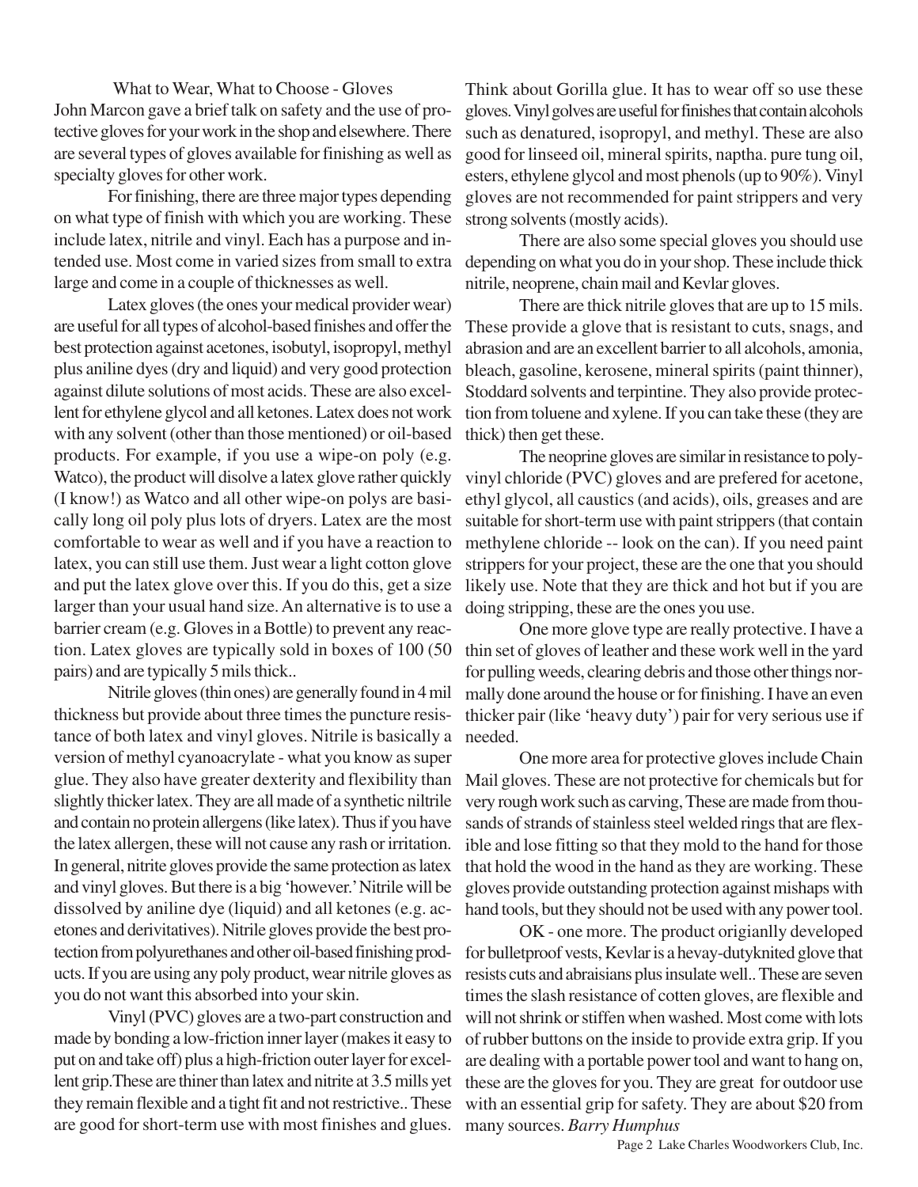## What to Wear, What to Choose - Gloves

John Marcon gave a brief talk on safety and the use of protective gloves for your work in the shop and elsewhere. There are several types of gloves available for finishing as well as specialty gloves for other work.

For finishing, there are three major types depending on what type of finish with which you are working. These include latex, nitrile and vinyl. Each has a purpose and intended use. Most come in varied sizes from small to extra large and come in a couple of thicknesses as well.

Latex gloves (the ones your medical provider wear) are useful for all types of alcohol-based finishes and offer the best protection against acetones, isobutyl, isopropyl, methyl plus aniline dyes (dry and liquid) and very good protection against dilute solutions of most acids. These are also excellent for ethylene glycol and all ketones. Latex does not work with any solvent (other than those mentioned) or oil-based products. For example, if you use a wipe-on poly (e.g. Watco), the product will disolve a latex glove rather quickly (I know!) as Watco and all other wipe-on polys are basically long oil poly plus lots of dryers. Latex are the most comfortable to wear as well and if you have a reaction to latex, you can still use them. Just wear a light cotton glove and put the latex glove over this. If you do this, get a size larger than your usual hand size. An alternative is to use a barrier cream (e.g. Gloves in a Bottle) to prevent any reaction. Latex gloves are typically sold in boxes of 100 (50 pairs) and are typically 5 mils thick..

Nitrile gloves (thin ones) are generally found in 4 mil thickness but provide about three times the puncture resistance of both latex and vinyl gloves. Nitrile is basically a version of methyl cyanoacrylate - what you know as super glue. They also have greater dexterity and flexibility than slightly thicker latex. They are all made of a synthetic niltrile and contain no protein allergens (like latex). Thus if you have the latex allergen, these will not cause any rash or irritation. In general, nitrite gloves provide the same protection as latex and vinyl gloves. But there is a big 'however.' Nitrile will be dissolved by aniline dye (liquid) and all ketones (e.g. acetones and derivitatives). Nitrile gloves provide the best protection from polyurethanes and other oil-based finishing products. If you are using any poly product, wear nitrile gloves as you do not want this absorbed into your skin.

Vinyl (PVC) gloves are a two-part construction and made by bonding a low-friction inner layer (makes it easy to put on and take off) plus a high-friction outer layer for excellent grip.These are thiner than latex and nitrite at 3.5 mills yet they remain flexible and a tight fit and not restrictive.. These are good for short-term use with most finishes and glues. Think about Gorilla glue. It has to wear off so use these gloves. Vinyl golves are useful for finishes that contain alcohols such as denatured, isopropyl, and methyl. These are also good for linseed oil, mineral spirits, naptha. pure tung oil, esters, ethylene glycol and most phenols (up to 90%). Vinyl gloves are not recommended for paint strippers and very strong solvents (mostly acids).

There are also some special gloves you should use depending on what you do in your shop. These include thick nitrile, neoprene, chain mail and Kevlar gloves.

There are thick nitrile gloves that are up to 15 mils. These provide a glove that is resistant to cuts, snags, and abrasion and are an excellent barrier to all alcohols, amonia, bleach, gasoline, kerosene, mineral spirits (paint thinner), Stoddard solvents and terpintine. They also provide protection from toluene and xylene. If you can take these (they are thick) then get these.

The neoprine gloves are similar in resistance to polyvinyl chloride (PVC) gloves and are prefered for acetone, ethyl glycol, all caustics (and acids), oils, greases and are suitable for short-term use with paint strippers (that contain methylene chloride -- look on the can). If you need paint strippers for your project, these are the one that you should likely use. Note that they are thick and hot but if you are doing stripping, these are the ones you use.

One more glove type are really protective. I have a thin set of gloves of leather and these work well in the yard for pulling weeds, clearing debris and those other things normally done around the house or for finishing. I have an even thicker pair (like 'heavy duty') pair for very serious use if needed.

One more area for protective gloves include Chain Mail gloves. These are not protective for chemicals but for very rough work such as carving, These are made from thousands of strands of stainless steel welded rings that are flexible and lose fitting so that they mold to the hand for those that hold the wood in the hand as they are working. These gloves provide outstanding protection against mishaps with hand tools, but they should not be used with any power tool.

OK - one more. The product origianlly developed for bulletproof vests, Kevlar is a hevay-dutyknited glove that resists cuts and abraisians plus insulate well.. These are seven times the slash resistance of cotten gloves, are flexible and will not shrink or stiffen when washed. Most come with lots of rubber buttons on the inside to provide extra grip. If you are dealing with a portable power tool and want to hang on, these are the gloves for you. They are great for outdoor use with an essential grip for safety. They are about $20 from many sources. *Barry Humphus*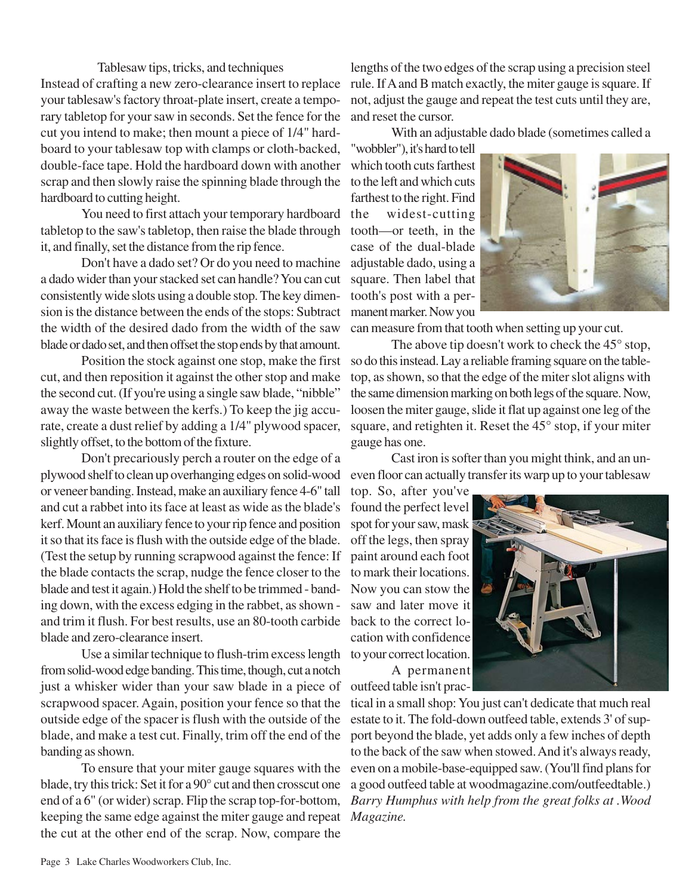Tablesaw tips, tricks, and techniques

Instead of crafting a new zero-clearance insert to replace your tablesaw's factory throat-plate insert, create a temporary tabletop for your saw in seconds. Set the fence for the cut you intend to make; then mount a piece of 1/4" hardboard to your tablesaw top with clamps or cloth-backed, double-face tape. Hold the hardboard down with another scrap and then slowly raise the spinning blade through the hardboard to cutting height.

You need to first attach your temporary hardboard tabletop to the saw's tabletop, then raise the blade through it, and finally, set the distance from the rip fence.

Don't have a dado set? Or do you need to machine a dado wider than your stacked set can handle? You can cut consistently wide slots using a double stop. The key dimension is the distance between the ends of the stops: Subtract the width of the desired dado from the width of the saw blade or dado set, and then offset the stop ends by that amount.

Position the stock against one stop, make the first cut, and then reposition it against the other stop and make the second cut. (If you're using a single saw blade, "nibble" away the waste between the kerfs.) To keep the jig accurate, create a dust relief by adding a 1/4" plywood spacer, slightly offset, to the bottom of the fixture.

Don't precariously perch a router on the edge of a plywood shelf to clean up overhanging edges on solid-wood or veneer banding. Instead, make an auxiliary fence 4-6" tall and cut a rabbet into its face at least as wide as the blade's kerf. Mount an auxiliary fence to your rip fence and position it so that its face is flush with the outside edge of the blade. (Test the setup by running scrapwood against the fence: If the blade contacts the scrap, nudge the fence closer to the blade and test it again.) Hold the shelf to be trimmed - banding down, with the excess edging in the rabbet, as shown - and trim it flush. For best results, use an 80-tooth carbide blade and zero-clearance insert.

Use a similar technique to flush-trim excess length from solid-wood edge banding. This time, though, cut a notch just a whisker wider than your saw blade in a piece of scrapwood spacer. Again, position your fence so that the outside edge of the spacer is flush with the outside of the blade, and make a test cut. Finally, trim off the end of the banding as shown.

To ensure that your miter gauge squares with the blade, try this trick: Set it for a 90° cut and then crosscut one end of a 6" (or wider) scrap. Flip the scrap top-for-bottom, keeping the same edge against the miter gauge and repeat the cut at the other end of the scrap. Now, compare the lengths of the two edges of the scrap using a precision steel rule. If A and B match exactly, the miter gauge is square. If not, adjust the gauge and repeat the test cuts until they are, and reset the cursor.

With an adjustable dado blade (sometimes called a "wobbler"), it's hard to tell which tooth cuts farthest to the left and which cuts farthest to the right. Find the widest-cutting tooth—or teeth, in the case of the dual-blade adjustable dado, using a square. Then label that tooth's post with a permanent marker. Now you can measure from that tooth when setting up your cut.

The above tip doesn't work to check the 45° stop, so do this instead. Lay a reliable framing square on the tabletop, as shown, so that the edge of the miter slot aligns with the same dimension marking on both legs of the square. Now, loosen the miter gauge, slide it flat up against one leg of the square, and retighten it. Reset the 45° stop, if your miter gauge has one.

Cast iron is softer than you might think, and an uneven floor can actually transfer its warp up to your tablesaw top. So, after you've found the perfect level spot for your saw, mask off the legs, then spray paint around each foot to mark their locations. Now you can stow the saw and later move it back to the correct location with confidence to your correct location.

A permanent outfeed table isn't practical in a small shop: You just can't dedicate that much real estate to it. The fold-down outfeed table, extends 3' of support beyond the blade, yet adds only a few inches of depth to the back of the saw when stowed. And it's always ready, even on a mobile-base-equipped saw. (You'll find plans for a good outfeed table at woodmagazine.com/outfeedtable.) *Barry Humphus with help from the great folks at .Wood Magazine.*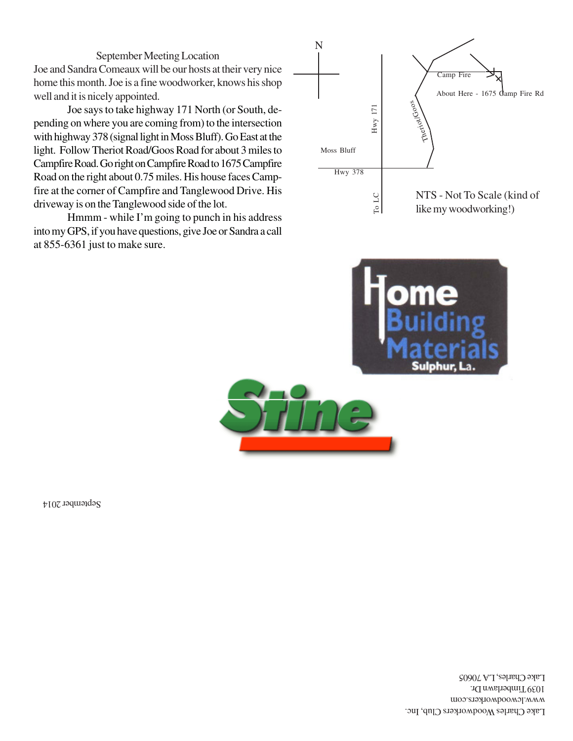September Meeting Location

Joe and Sandra Comeaux will be our hosts at their very nice home this month. Joe is a fine woodworker, knows his shop well and it is nicely appointed.

Joe says to take highway 171 North (or South, depending on where you are coming from) to the intersection with highway 378 (signal light in Moss Bluff). Go East at the light. Follow Theriot Road/Goos Road for about 3 miles to Campfire Road. Go right on Campfire Road to 1675 Campfire Road on the right about 0.75 miles. His house faces Campfire at the corner of Campfire and Tanglewood Drive. His driveway is on the Tanglewood side of the lot.

Hmmm - while I'm going to punch in his address into my GPS, if you have questions, give Joe or Sandra a call at 855-6361 just to make sure.

N

Camp Fire

About Here - 1675 Camp Fire Rd

Hwy 171

Theriot/Goos

Moss Bluff

Hwy 378

To LC

NTS - Not To Scale (kind of like my woodworking!)

Home Building Materials Sulphur, La.

Stine

September 2014

Lake Charles Woodworkers Club, Inc.
www.lcwoodworkers.com
1039 Timberlawn Dr.
Lake Charles, LA 70605